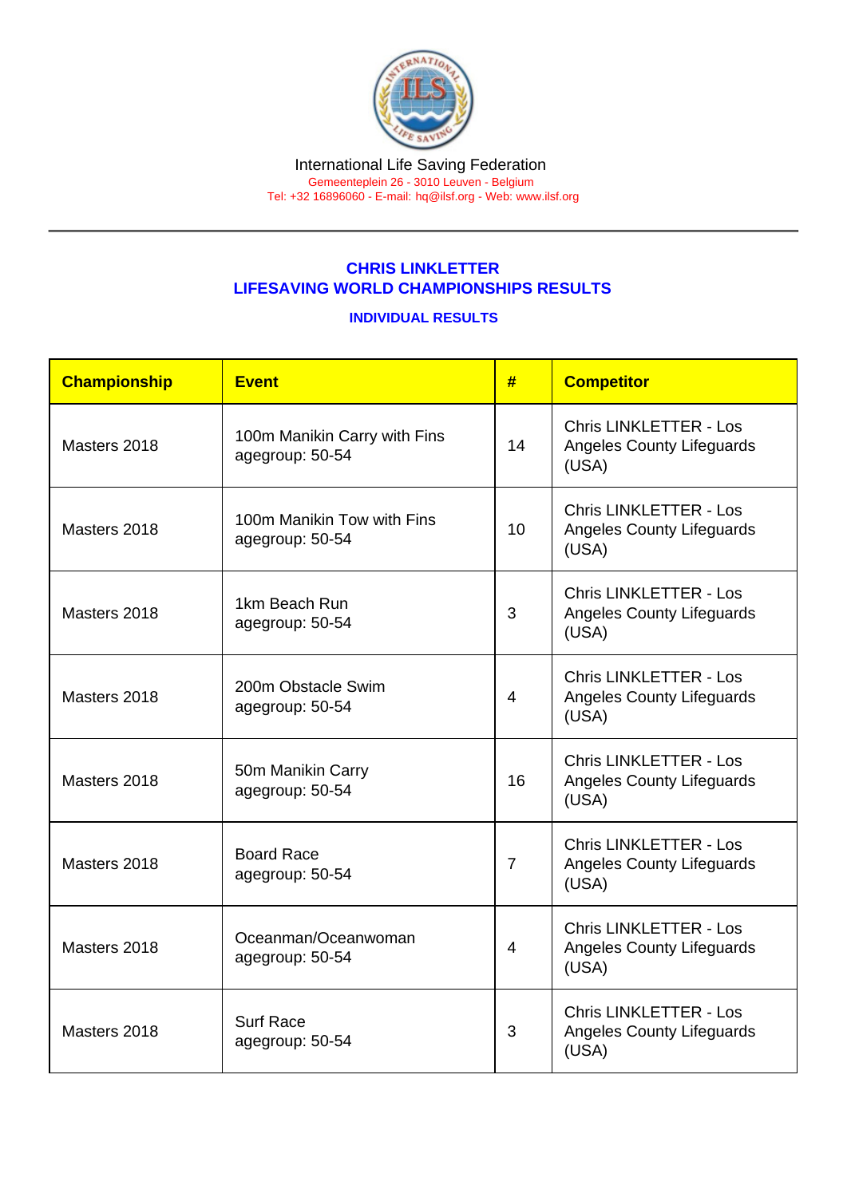International Life Saving Federation

Gemeenteplein 26 - 3010 Leuven - Belgium

Tel: +32 16896060 - E-mail: hq@ilsf.org - Web: www.ilsf.org

## CHRIS LINKLETTER
## LIFESAVING WORLD CHAMPIONSHIPS RESULTS

### INDIVIDUAL RESULTS

| Championship | Event | # | Competitor |
|---|---|---|---|
| Masters 2018 | 100m Manikin Carry with Fins agegroup: 50-54 | 14 | Chris LINKLETTER - Los Angeles County Lifeguards (USA) |
| Masters 2018 | 100m Manikin Tow with Fins agegroup: 50-54 | 10 | Chris LINKLETTER - Los Angeles County Lifeguards (USA) |
| Masters 2018 | 1km Beach Run agegroup: 50-54 | 3 | Chris LINKLETTER - Los Angeles County Lifeguards (USA) |
| Masters 2018 | 200m Obstacle Swim agegroup: 50-54 | 4 | Chris LINKLETTER - Los Angeles County Lifeguards (USA) |
| Masters 2018 | 50m Manikin Carry agegroup: 50-54 | 16 | Chris LINKLETTER - Los Angeles County Lifeguards (USA) |
| Masters 2018 | Board Race agegroup: 50-54 | 7 | Chris LINKLETTER - Los Angeles County Lifeguards (USA) |
| Masters 2018 | Oceanman/Oceanwoman agegroup: 50-54 | 4 | Chris LINKLETTER - Los Angeles County Lifeguards (USA) |
| Masters 2018 | Surf Race agegroup: 50-54 | 3 | Chris LINKLETTER - Los Angeles County Lifeguards (USA) |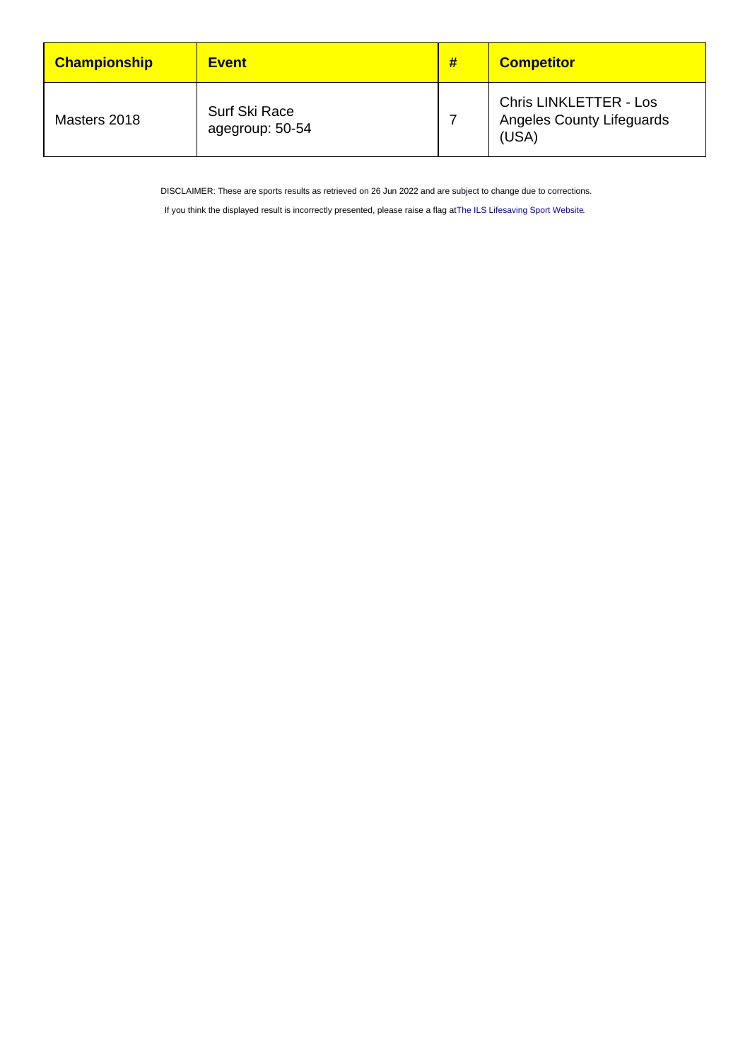| Championship | Event | # | Competitor |
|---|---|---|---|
| Masters 2018 | Surf Ski Race agegroup: 50-54 | 7 | Chris LINKLETTER - Los Angeles County Lifeguards (USA) |

DISCLAIMER: These are sports results as retrieved on 26 Jun 2022 and are subject to change due to corrections.

If you think the displayed result is incorrectly presented, please raise a flag at The ILS Lifesaving Sport Website.